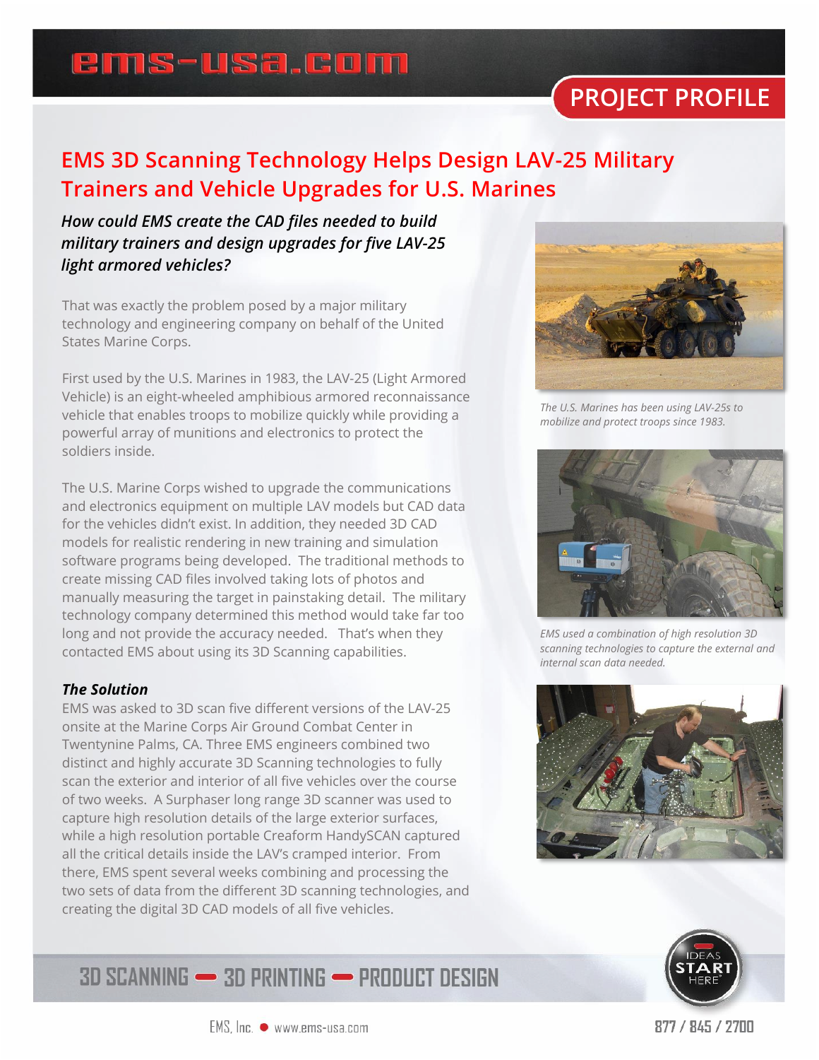PROJECT PROFILE

# EMS 3D Scanning Technology Helps Design LAV-25 Military Trainers and Vehicle Upgrades for U.S. Marines

***How could EMS create the CAD files needed to build military trainers and design upgrades for five LAV-25 light armored vehicles?***

That was exactly the problem posed by a major military technology and engineering company on behalf of the United States Marine Corps.

First used by the U.S. Marines in 1983, the LAV-25 (Light Armored Vehicle) is an eight-wheeled amphibious armored reconnaissance vehicle that enables troops to mobilize quickly while providing a powerful array of munitions and electronics to protect the soldiers inside.

The U.S. Marine Corps wished to upgrade the communications and electronics equipment on multiple LAV models but CAD data for the vehicles didn't exist. In addition, they needed 3D CAD models for realistic rendering in new training and simulation software programs being developed. The traditional methods to create missing CAD files involved taking lots of photos and manually measuring the target in painstaking detail. The military technology company determined this method would take far too long and not provide the accuracy needed. That's when they contacted EMS about using its 3D Scanning capabilities.

*The U.S. Marines has been using LAV-25s to mobilize and protect troops since 1983.*

*EMS used a combination of high resolution 3D scanning technologies to capture the external and internal scan data needed.*

### *The Solution*

EMS was asked to 3D scan five different versions of the LAV-25 onsite at the Marine Corps Air Ground Combat Center in Twentynine Palms, CA. Three EMS engineers combined two distinct and highly accurate 3D Scanning technologies to fully scan the exterior and interior of all five vehicles over the course of two weeks. A Surphaser long range 3D scanner was used to capture high resolution details of the large exterior surfaces, while a high resolution portable Creaform HandySCAN captured all the critical details inside the LAV's cramped interior. From there, EMS spent several weeks combining and processing the two sets of data from the different 3D scanning technologies, and creating the digital 3D CAD models of all five vehicles.

3D SCANNING — 3D PRINTING — PRODUCT DESIGN

IDEAS START HERE

EMS, Inc. ● www.ems-usa.com 877 / 845 / 2700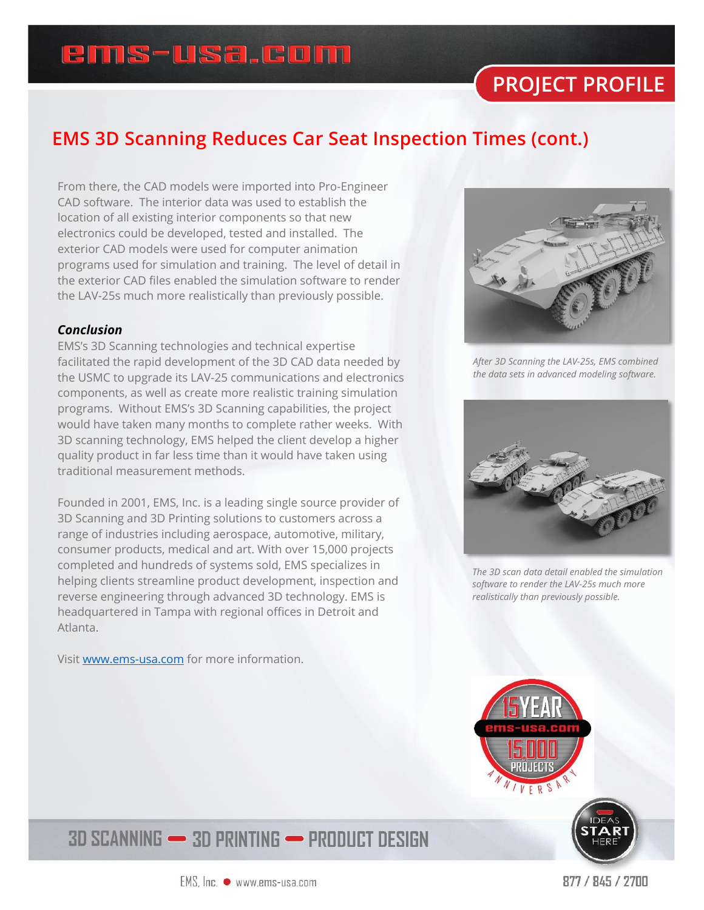## EMS 3D Scanning Reduces Car Seat Inspection Times (cont.)

From there, the CAD models were imported into Pro-Engineer CAD software. The interior data was used to establish the location of all existing interior components so that new electronics could be developed, tested and installed. The exterior CAD models were used for computer animation programs used for simulation and training. The level of detail in the exterior CAD files enabled the simulation software to render the LAV-25s much more realistically than previously possible.

***Conclusion***

EMS's 3D Scanning technologies and technical expertise facilitated the rapid development of the 3D CAD data needed by the USMC to upgrade its LAV-25 communications and electronics components, as well as create more realistic training simulation programs. Without EMS's 3D Scanning capabilities, the project would have taken many months to complete rather weeks. With 3D scanning technology, EMS helped the client develop a higher quality product in far less time than it would have taken using traditional measurement methods.

Founded in 2001, EMS, Inc. is a leading single source provider of 3D Scanning and 3D Printing solutions to customers across a range of industries including aerospace, automotive, military, consumer products, medical and art. With over 15,000 projects completed and hundreds of systems sold, EMS specializes in helping clients streamline product development, inspection and reverse engineering through advanced 3D technology. EMS is headquartered in Tampa with regional offices in Detroit and Atlanta.

Visit www.ems-usa.com for more information.

*After 3D Scanning the LAV-25s, EMS combined the data sets in advanced modeling software.*

*The 3D scan data detail enabled the simulation software to render the LAV-25s much more realistically than previously possible.*

3D SCANNING — 3D PRINTING — PRODUCT DESIGN

EMS, Inc. ● www.ems-usa.com

877 / 845 / 2700